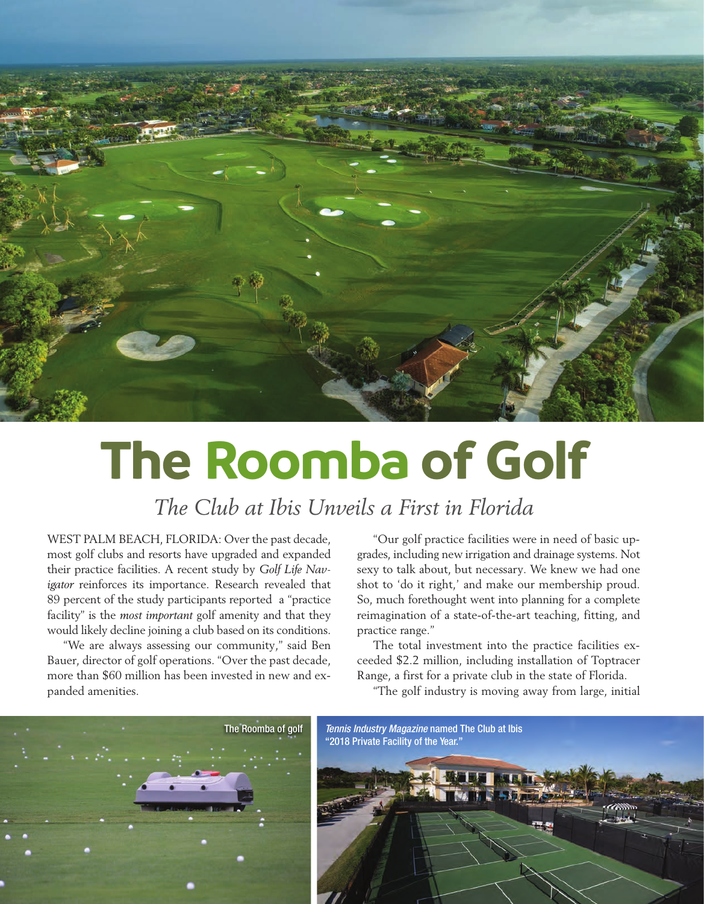# The Roomba of Golf

*The Club at Ibis Unveils a First in Florida*

WEST PALM BEACH, FLORIDA: Over the past decade, most golf clubs and resorts have upgraded and expanded their practice facilities. A recent study by *Golf Life Navigator* reinforces its importance. Research revealed that 89 percent of the study participants reported a "practice facility" is the *most important* golf amenity and that they would likely decline joining a club based on its conditions.

"We are always assessing our community," said Ben Bauer, director of golf operations. "Over the past decade, more than $60 million has been invested in new and expanded amenities.

"Our golf practice facilities were in need of basic upgrades, including new irrigation and drainage systems. Not sexy to talk about, but necessary. We knew we had one shot to 'do it right,' and make our membership proud. So, much forethought went into planning for a complete reimagination of a state-of-the-art teaching, fitting, and practice range."

The total investment into the practice facilities exceeded $2.2 million, including installation of Toptracer Range, a first for a private club in the state of Florida.

"The golf industry is moving away from large, initial

The Roomba of golf

*Tennis Industry Magazine* named The Club at Ibis "2018 Private Facility of the Year."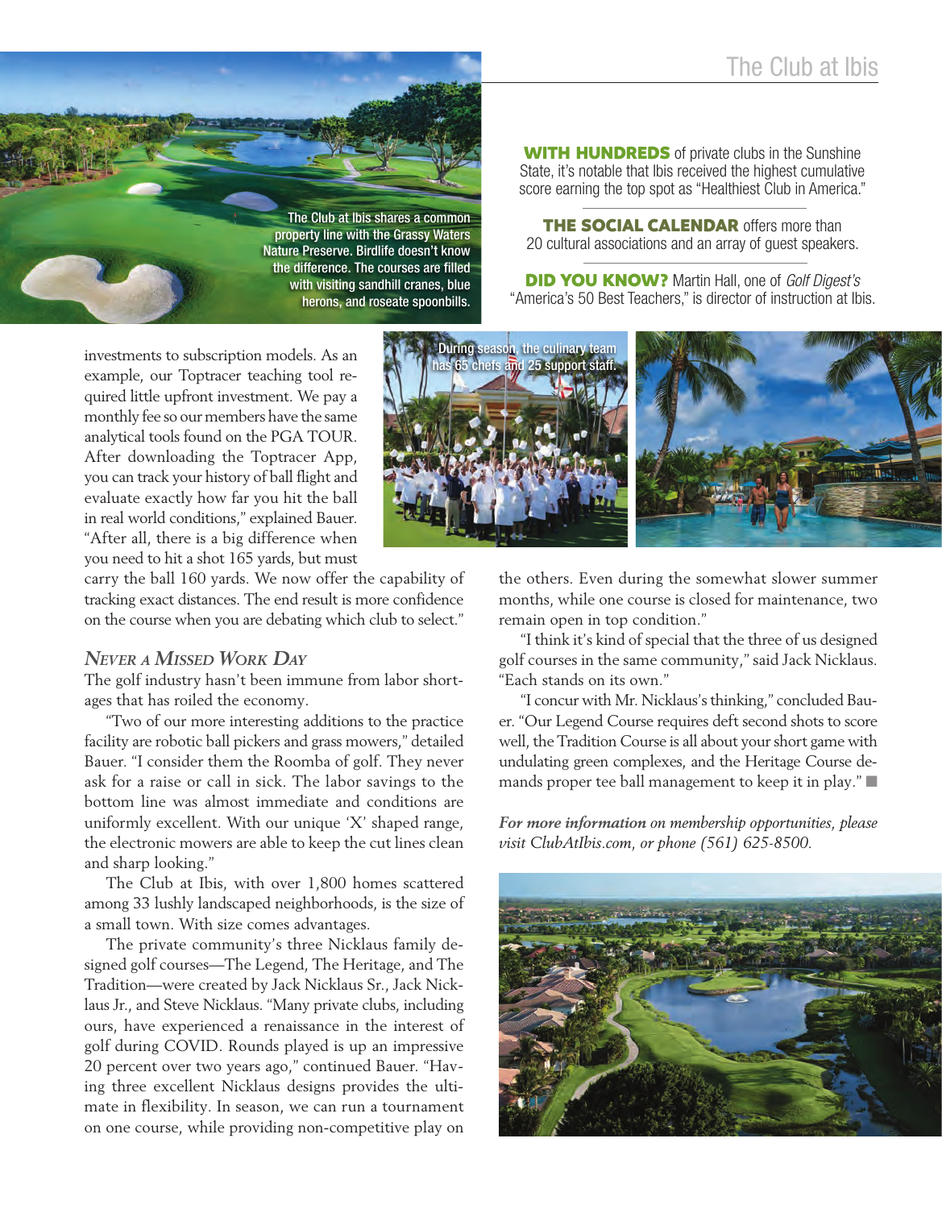The Club at Ibis shares a common property line with the Grassy Waters Nature Preserve. Birdlife doesn't know the difference. The courses are filled with visiting sandhill cranes, blue herons, and roseate spoonbills.

**WITH HUNDREDS** of private clubs in the Sunshine State, it's notable that Ibis received the highest cumulative score earning the top spot as "Healthiest Club in America."

**THE SOCIAL CALENDAR** offers more than 20 cultural associations and an array of guest speakers.

**DID YOU KNOW?** Martin Hall, one of *Golf Digest's* "America's 50 Best Teachers," is director of instruction at Ibis.

investments to subscription models. As an example, our Toptracer teaching tool required little upfront investment. We pay a monthly fee so our members have the same analytical tools found on the PGA TOUR. After downloading the Toptracer App, you can track your history of ball flight and evaluate exactly how far you hit the ball in real world conditions," explained Bauer. "After all, there is a big difference when you need to hit a shot 165 yards, but must carry the ball 160 yards. We now offer the capability of tracking exact distances. The end result is more confidence on the course when you are debating which club to select."

During season, the culinary team has 65 chefs and 25 support staff.

### *Never a Missed Work Day*

The golf industry hasn't been immune from labor shortages that has roiled the economy.

"Two of our more interesting additions to the practice facility are robotic ball pickers and grass mowers," detailed Bauer. "I consider them the Roomba of golf. They never ask for a raise or call in sick. The labor savings to the bottom line was almost immediate and conditions are uniformly excellent. With our unique 'X' shaped range, the electronic mowers are able to keep the cut lines clean and sharp looking."

The Club at Ibis, with over 1,800 homes scattered among 33 lushly landscaped neighborhoods, is the size of a small town. With size comes advantages.

The private community's three Nicklaus family designed golf courses—The Legend, The Heritage, and The Tradition—were created by Jack Nicklaus Sr., Jack Nicklaus Jr., and Steve Nicklaus. "Many private clubs, including ours, have experienced a renaissance in the interest of golf during COVID. Rounds played is up an impressive 20 percent over two years ago," continued Bauer. "Having three excellent Nicklaus designs provides the ultimate in flexibility. In season, we can run a tournament on one course, while providing non-competitive play on the others. Even during the somewhat slower summer months, while one course is closed for maintenance, two remain open in top condition."

"I think it's kind of special that the three of us designed golf courses in the same community," said Jack Nicklaus. "Each stands on its own."

"I concur with Mr. Nicklaus's thinking," concluded Bauer. "Our Legend Course requires deft second shots to score well, the Tradition Course is all about your short game with undulating green complexes, and the Heritage Course demands proper tee ball management to keep it in play." ■

***For more information*** *on membership opportunities, please visit ClubAtIbis.com, or phone (561) 625-8500.*